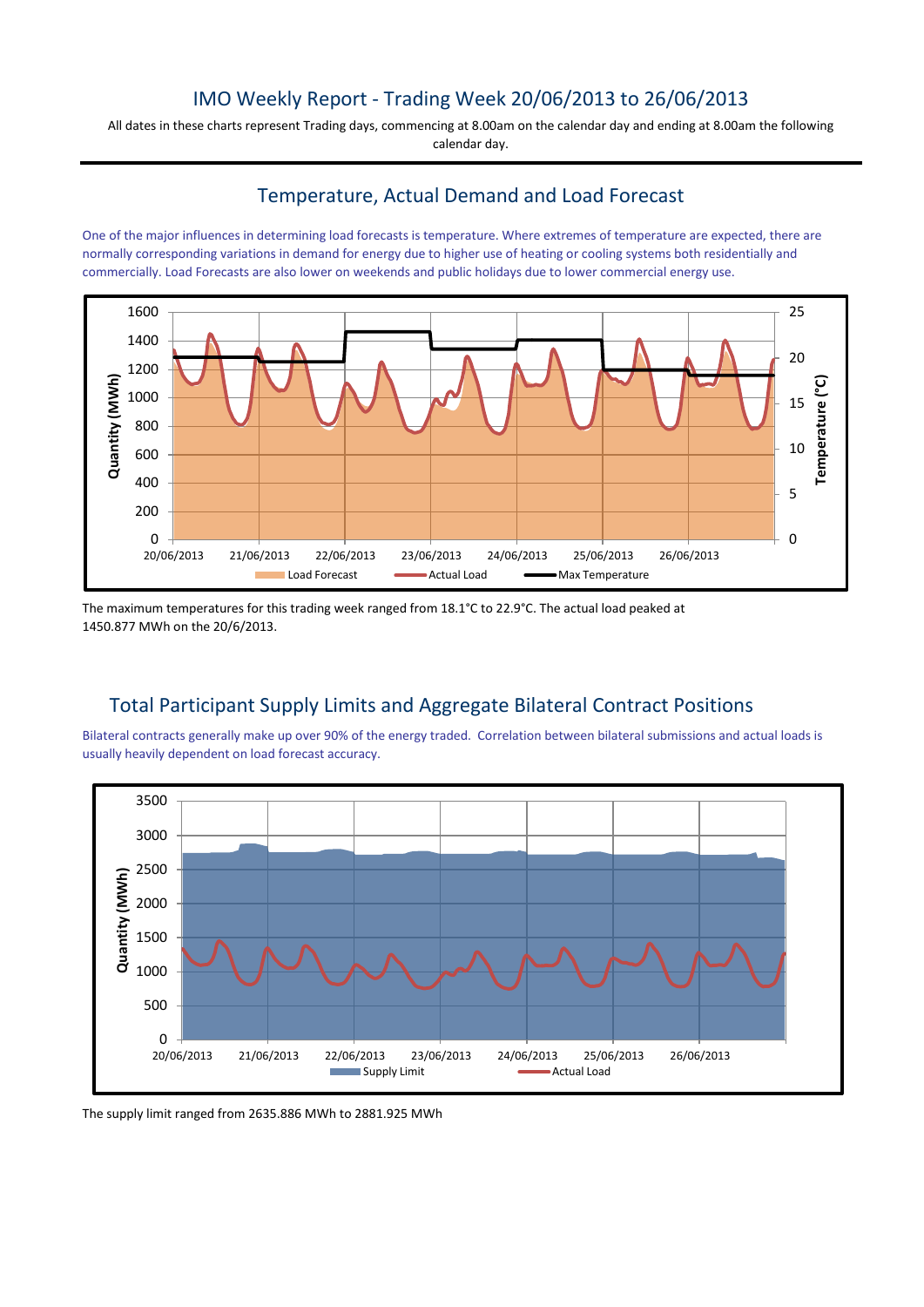# IMO Weekly Report - Trading Week 20/06/2013 to 26/06/2013

All dates in these charts represent Trading days, commencing at 8.00am on the calendar day and ending at 8.00am the following calendar day.

## Temperature, Actual Demand and Load Forecast

One of the major influences in determining load forecasts is temperature. Where extremes of temperature are expected, there are normally corresponding variations in demand for energy due to higher use of heating or cooling systems both residentially and commercially. Load Forecasts are also lower on weekends and public holidays due to lower commercial energy use.

The maximum temperatures for this trading week ranged from 18.1°C to 22.9°C. The actual load peaked at 1450.877 MWh on the 20/6/2013.

## Total Participant Supply Limits and Aggregate Bilateral Contract Positions

Bilateral contracts generally make up over 90% of the energy traded. Correlation between bilateral submissions and actual loads is usually heavily dependent on load forecast accuracy.

The supply limit ranged from 2635.886 MWh to 2881.925 MWh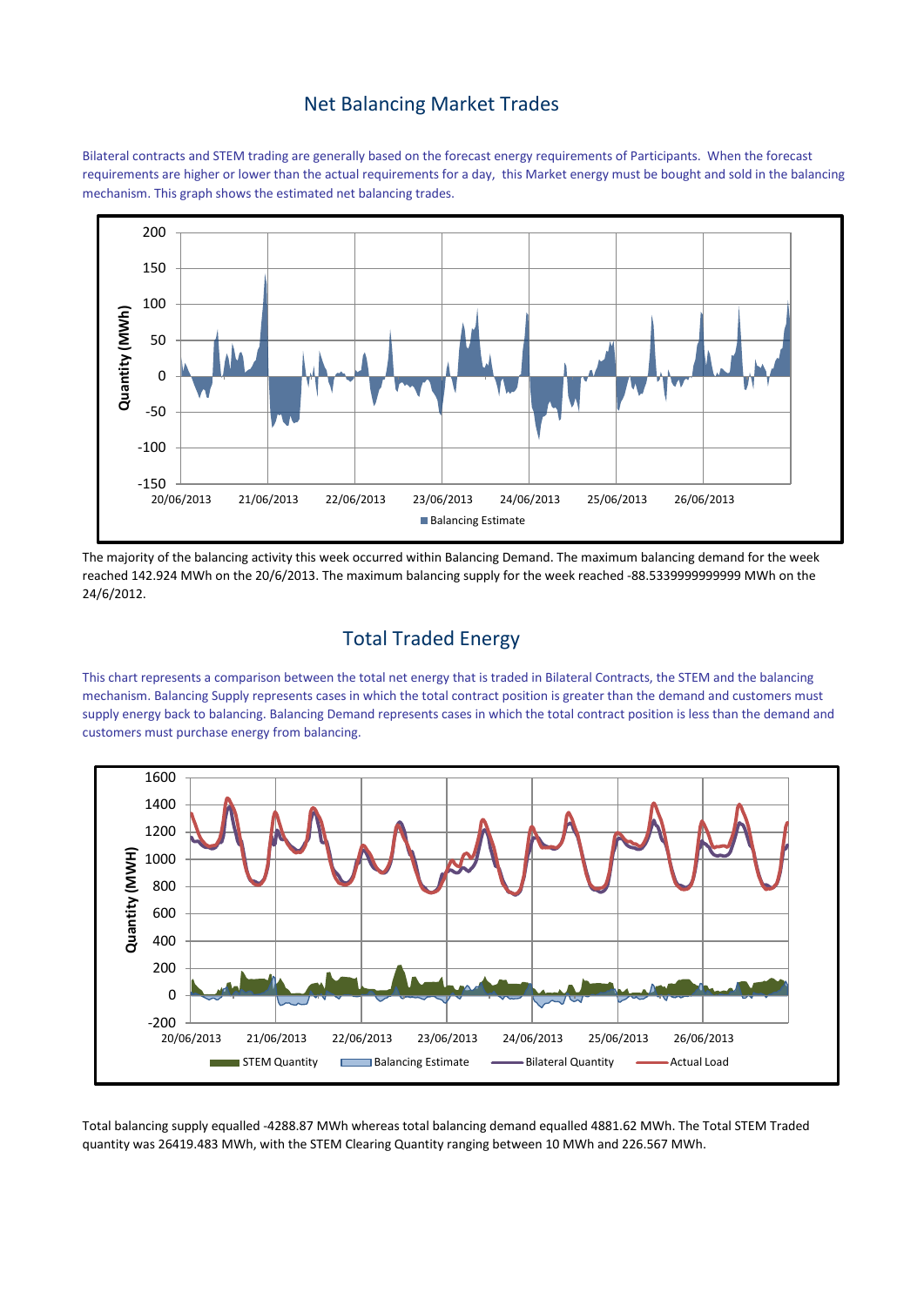## Net Balancing Market Trades

Bilateral contracts and STEM trading are generally based on the forecast energy requirements of Participants. When the forecast requirements are higher or lower than the actual requirements for a day, this Market energy must be bought and sold in the balancing mechanism. This graph shows the estimated net balancing trades.

The majority of the balancing activity this week occurred within Balancing Demand. The maximum balancing demand for the week reached 142.924 MWh on the 20/6/2013. The maximum balancing supply for the week reached -88.5339999999999 MWh on the 24/6/2012.

## Total Traded Energy

This chart represents a comparison between the total net energy that is traded in Bilateral Contracts, the STEM and the balancing mechanism. Balancing Supply represents cases in which the total contract position is greater than the demand and customers must supply energy back to balancing. Balancing Demand represents cases in which the total contract position is less than the demand and customers must purchase energy from balancing.

Total balancing supply equalled -4288.87 MWh whereas total balancing demand equalled 4881.62 MWh. The Total STEM Traded quantity was 26419.483 MWh, with the STEM Clearing Quantity ranging between 10 MWh and 226.567 MWh.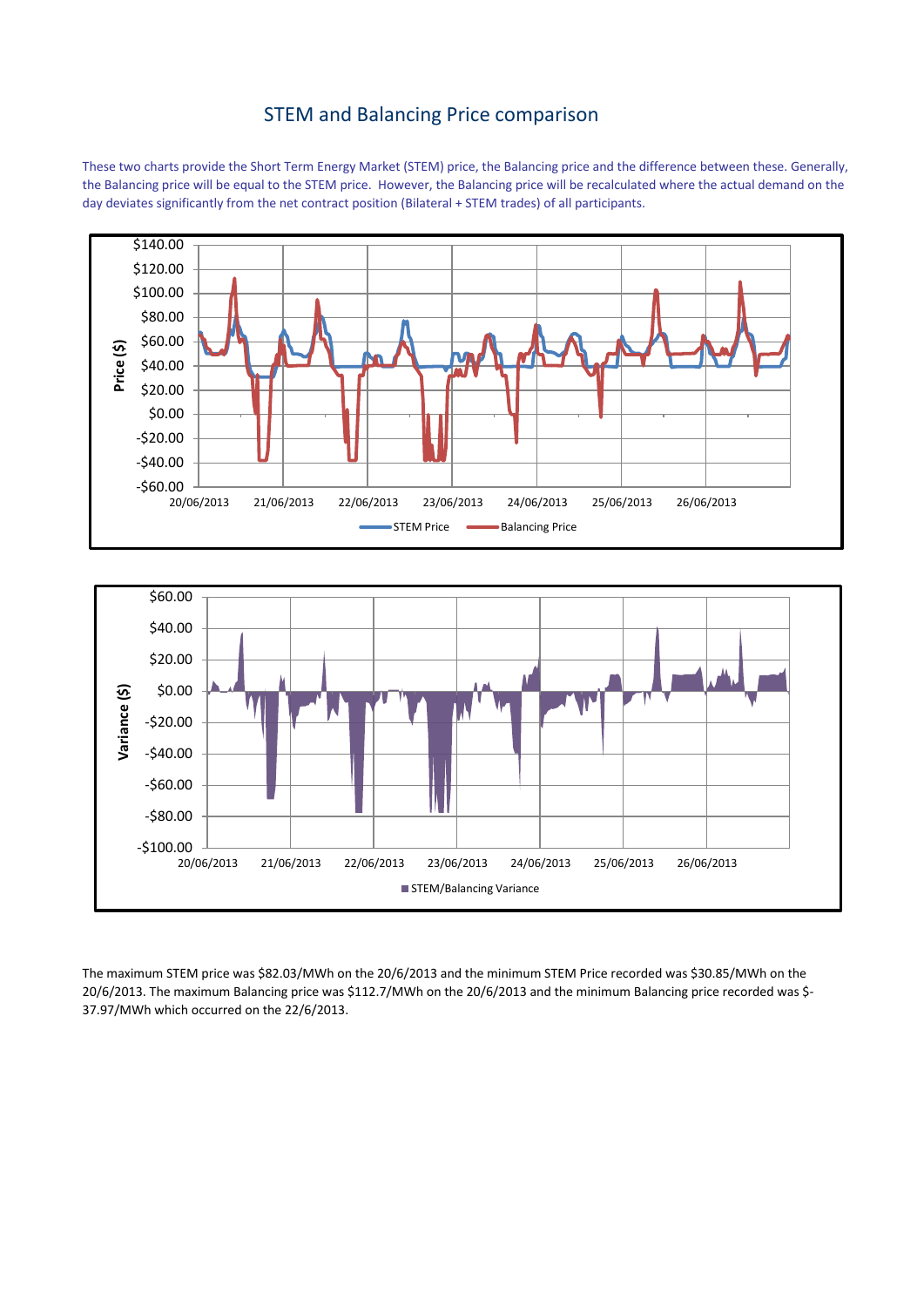# STEM and Balancing Price comparison

These two charts provide the Short Term Energy Market (STEM) price, the Balancing price and the difference between these. Generally, the Balancing price will be equal to the STEM price. However, the Balancing price will be recalculated where the actual demand on the day deviates significantly from the net contract position (Bilateral + STEM trades) of all participants.

Price ($)

$140.00
$120.00
$100.00
$80.00
$60.00
$40.00
$20.00
$0.00
-$20.00
-$40.00
-$60.00

20/06/2013 21/06/2013 22/06/2013 23/06/2013 24/06/2013 25/06/2013 26/06/2013

STEM Price Balancing Price

Variance ($)

$60.00
$40.00
$20.00
$0.00
-$20.00
-$40.00
-$60.00
-$80.00
-$100.00

20/06/2013 21/06/2013 22/06/2013 23/06/2013 24/06/2013 25/06/2013 26/06/2013

STEM/Balancing Variance

The maximum STEM price was $82.03/MWh on the 20/6/2013 and the minimum STEM Price recorded was $30.85/MWh on the 20/6/2013. The maximum Balancing price was $112.7/MWh on the 20/6/2013 and the minimum Balancing price recorded was $-37.97/MWh which occurred on the 22/6/2013.